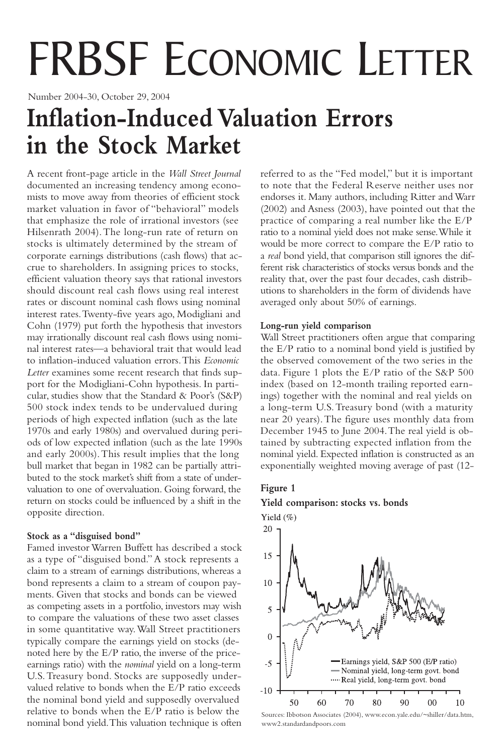# FRBSF Economic Letter

Number 2004-30, October 29, 2004

# Inflation-Induced Valuation Errors in the Stock Market

A recent front-page article in the *Wall Street Journal* documented an increasing tendency among economists to move away from theories of efficient stock market valuation in favor of "behavioral" models that emphasize the role of irrational investors (see Hilsenrath 2004). The long-run rate of return on stocks is ultimately determined by the stream of corporate earnings distributions (cash flows) that accrue to shareholders. In assigning prices to stocks, efficient valuation theory says that rational investors should discount real cash flows using real interest rates or discount nominal cash flows using nominal interest rates. Twenty-five years ago, Modigliani and Cohn (1979) put forth the hypothesis that investors may irrationally discount real cash flows using nominal interest rates—a behavioral trait that would lead to inflation-induced valuation errors. This *Economic Letter* examines some recent research that finds support for the Modigliani-Cohn hypothesis. In particular, studies show that the Standard & Poor's (S&P) 500 stock index tends to be undervalued during periods of high expected inflation (such as the late 1970s and early 1980s) and overvalued during periods of low expected inflation (such as the late 1990s and early 2000s). This result implies that the long bull market that began in 1982 can be partially attributed to the stock market's shift from a state of undervaluation to one of overvaluation. Going forward, the return on stocks could be influenced by a shift in the opposite direction.

### Stock as a "disguised bond"

Famed investor Warren Buffett has described a stock as a type of "disguised bond." A stock represents a claim to a stream of earnings distributions, whereas a bond represents a claim to a stream of coupon payments. Given that stocks and bonds can be viewed as competing assets in a portfolio, investors may wish to compare the valuations of these two asset classes in some quantitative way. Wall Street practitioners typically compare the earnings yield on stocks (denoted here by the E/P ratio, the inverse of the price-earnings ratio) with the *nominal* yield on a long-term U.S. Treasury bond. Stocks are supposedly undervalued relative to bonds when the E/P ratio exceeds the nominal bond yield and supposedly overvalued relative to bonds when the E/P ratio is below the nominal bond yield. This valuation technique is often referred to as the "Fed model," but it is important to note that the Federal Reserve neither uses nor endorses it. Many authors, including Ritter and Warr (2002) and Asness (2003), have pointed out that the practice of comparing a real number like the E/P ratio to a nominal yield does not make sense. While it would be more correct to compare the E/P ratio to a *real* bond yield, that comparison still ignores the different risk characteristics of stocks versus bonds and the reality that, over the past four decades, cash distributions to shareholders in the form of dividends have averaged only about 50% of earnings.

### Long-run yield comparison

Wall Street practitioners often argue that comparing the E/P ratio to a nominal bond yield is justified by the observed comovement of the two series in the data. Figure 1 plots the E/P ratio of the S&P 500 index (based on 12-month trailing reported earnings) together with the nominal and real yields on a long-term U.S. Treasury bond (with a maturity near 20 years). The figure uses monthly data from December 1945 to June 2004. The real yield is obtained by subtracting expected inflation from the nominal yield. Expected inflation is constructed as an exponentially weighted moving average of past (12-

**Figure 1**

**Yield comparison: stocks vs. bonds**

Sources: Ibbotson Associates (2004), www.econ.yale.edu/~shiller/data.htm, www2.standardandpoors.com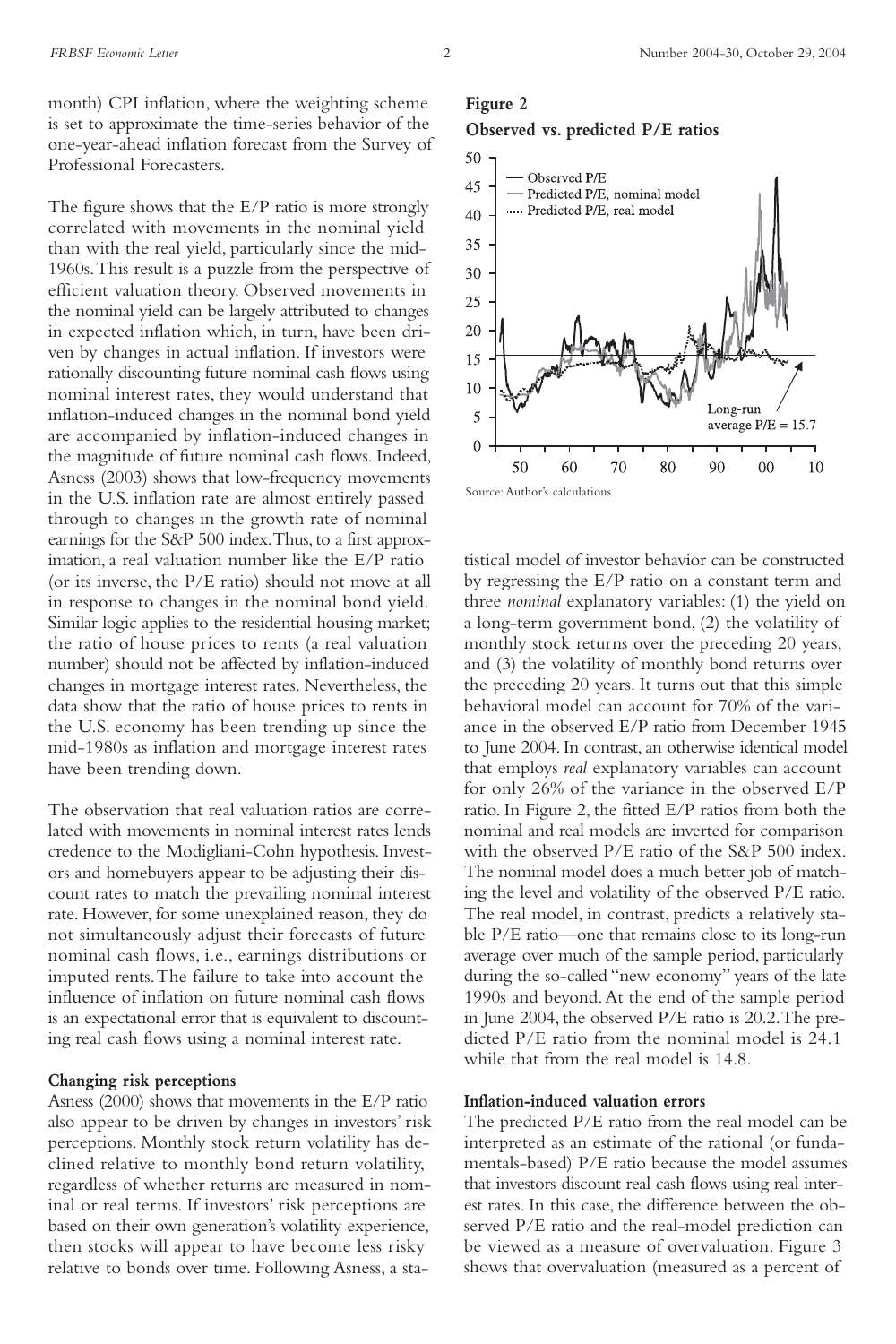month) CPI inflation, where the weighting scheme is set to approximate the time-series behavior of the one-year-ahead inflation forecast from the Survey of Professional Forecasters.

The figure shows that the E/P ratio is more strongly correlated with movements in the nominal yield than with the real yield, particularly since the mid-1960s. This result is a puzzle from the perspective of efficient valuation theory. Observed movements in the nominal yield can be largely attributed to changes in expected inflation which, in turn, have been driven by changes in actual inflation. If investors were rationally discounting future nominal cash flows using nominal interest rates, they would understand that inflation-induced changes in the nominal bond yield are accompanied by inflation-induced changes in the magnitude of future nominal cash flows. Indeed, Asness (2003) shows that low-frequency movements in the U.S. inflation rate are almost entirely passed through to changes in the growth rate of nominal earnings for the S&P 500 index. Thus, to a first approximation, a real valuation number like the E/P ratio (or its inverse, the P/E ratio) should not move at all in response to changes in the nominal bond yield. Similar logic applies to the residential housing market; the ratio of house prices to rents (a real valuation number) should not be affected by inflation-induced changes in mortgage interest rates. Nevertheless, the data show that the ratio of house prices to rents in the U.S. economy has been trending up since the mid-1980s as inflation and mortgage interest rates have been trending down.

The observation that real valuation ratios are correlated with movements in nominal interest rates lends credence to the Modigliani-Cohn hypothesis. Investors and homebuyers appear to be adjusting their discount rates to match the prevailing nominal interest rate. However, for some unexplained reason, they do not simultaneously adjust their forecasts of future nominal cash flows, i.e., earnings distributions or imputed rents. The failure to take into account the influence of inflation on future nominal cash flows is an expectational error that is equivalent to discounting real cash flows using a nominal interest rate.

### Changing risk perceptions

Asness (2000) shows that movements in the E/P ratio also appear to be driven by changes in investors' risk perceptions. Monthly stock return volatility has declined relative to monthly bond return volatility, regardless of whether returns are measured in nominal or real terms. If investors' risk perceptions are based on their own generation's volatility experience, then stocks will appear to have become less risky relative to bonds over time. Following Asness, a statistical model of investor behavior can be constructed by regressing the E/P ratio on a constant term and three *nominal* explanatory variables: (1) the yield on a long-term government bond, (2) the volatility of monthly stock returns over the preceding 20 years, and (3) the volatility of monthly bond returns over the preceding 20 years. It turns out that this simple behavioral model can account for 70% of the variance in the observed E/P ratio from December 1945 to June 2004. In contrast, an otherwise identical model that employs *real* explanatory variables can account for only 26% of the variance in the observed E/P ratio. In Figure 2, the fitted E/P ratios from both the nominal and real models are inverted for comparison with the observed P/E ratio of the S&P 500 index. The nominal model does a much better job of matching the level and volatility of the observed P/E ratio. The real model, in contrast, predicts a relatively stable P/E ratio—one that remains close to its long-run average over much of the sample period, particularly during the so-called "new economy" years of the late 1990s and beyond. At the end of the sample period in June 2004, the observed P/E ratio is 20.2. The predicted P/E ratio from the nominal model is 24.1 while that from the real model is 14.8.

**Figure 2**
**Observed vs. predicted P/E ratios**

Source: Author's calculations.

### Inflation-induced valuation errors

The predicted P/E ratio from the real model can be interpreted as an estimate of the rational (or fundamentals-based) P/E ratio because the model assumes that investors discount real cash flows using real interest rates. In this case, the difference between the observed P/E ratio and the real-model prediction can be viewed as a measure of overvaluation. Figure 3 shows that overvaluation (measured as a percent of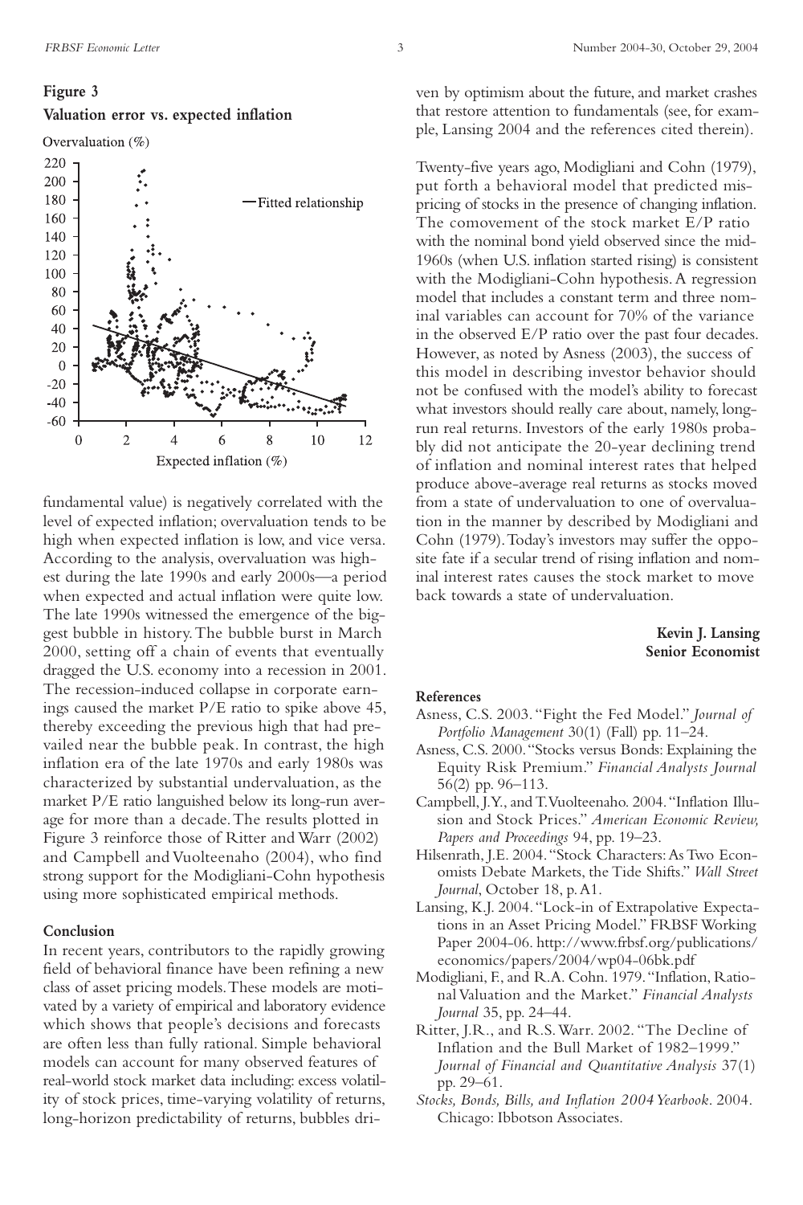**Figure 3**

**Valuation error vs. expected inflation**

fundamental value) is negatively correlated with the level of expected inflation; overvaluation tends to be high when expected inflation is low, and vice versa. According to the analysis, overvaluation was highest during the late 1990s and early 2000s—a period when expected and actual inflation were quite low. The late 1990s witnessed the emergence of the biggest bubble in history. The bubble burst in March 2000, setting off a chain of events that eventually dragged the U.S. economy into a recession in 2001. The recession-induced collapse in corporate earnings caused the market P/E ratio to spike above 45, thereby exceeding the previous high that had prevailed near the bubble peak. In contrast, the high inflation era of the late 1970s and early 1980s was characterized by substantial undervaluation, as the market P/E ratio languished below its long-run average for more than a decade. The results plotted in Figure 3 reinforce those of Ritter and Warr (2002) and Campbell and Vuolteenaho (2004), who find strong support for the Modigliani-Cohn hypothesis using more sophisticated empirical methods.

**Conclusion**

In recent years, contributors to the rapidly growing field of behavioral finance have been refining a new class of asset pricing models. These models are motivated by a variety of empirical and laboratory evidence which shows that people's decisions and forecasts are often less than fully rational. Simple behavioral models can account for many observed features of real-world stock market data including: excess volatility of stock prices, time-varying volatility of returns, long-horizon predictability of returns, bubbles driven by optimism about the future, and market crashes that restore attention to fundamentals (see, for example, Lansing 2004 and the references cited therein).

Twenty-five years ago, Modigliani and Cohn (1979), put forth a behavioral model that predicted mispricing of stocks in the presence of changing inflation. The comovement of the stock market E/P ratio with the nominal bond yield observed since the mid-1960s (when U.S. inflation started rising) is consistent with the Modigliani-Cohn hypothesis. A regression model that includes a constant term and three nominal variables can account for 70% of the variance in the observed E/P ratio over the past four decades. However, as noted by Asness (2003), the success of this model in describing investor behavior should not be confused with the model's ability to forecast what investors should really care about, namely, long-run real returns. Investors of the early 1980s probably did not anticipate the 20-year declining trend of inflation and nominal interest rates that helped produce above-average real returns as stocks moved from a state of undervaluation to one of overvaluation in the manner by described by Modigliani and Cohn (1979). Today's investors may suffer the opposite fate if a secular trend of rising inflation and nominal interest rates causes the stock market to move back towards a state of undervaluation.

**Kevin J. Lansing**
**Senior Economist**

**References**

Asness, C.S. 2003. "Fight the Fed Model." *Journal of Portfolio Management* 30(1) (Fall) pp. 11–24.

Asness, C.S. 2000. "Stocks versus Bonds: Explaining the Equity Risk Premium." *Financial Analysts Journal* 56(2) pp. 96–113.

Campbell, J.Y., and T. Vuolteenaho. 2004. "Inflation Illusion and Stock Prices." *American Economic Review, Papers and Proceedings* 94, pp. 19–23.

Hilsenrath, J.E. 2004. "Stock Characters: As Two Economists Debate Markets, the Tide Shifts." *Wall Street Journal*, October 18, p. A1.

Lansing, K.J. 2004. "Lock-in of Extrapolative Expectations in an Asset Pricing Model." FRBSF Working Paper 2004-06. http://www.frbsf.org/publications/economics/papers/2004/wp04-06bk.pdf

Modigliani, F., and R.A. Cohn. 1979. "Inflation, Rational Valuation and the Market." *Financial Analysts Journal* 35, pp. 24–44.

Ritter, J.R., and R.S. Warr. 2002. "The Decline of Inflation and the Bull Market of 1982–1999." *Journal of Financial and Quantitative Analysis* 37(1) pp. 29–61.

*Stocks, Bonds, Bills, and Inflation 2004 Yearbook*. 2004. Chicago: Ibbotson Associates.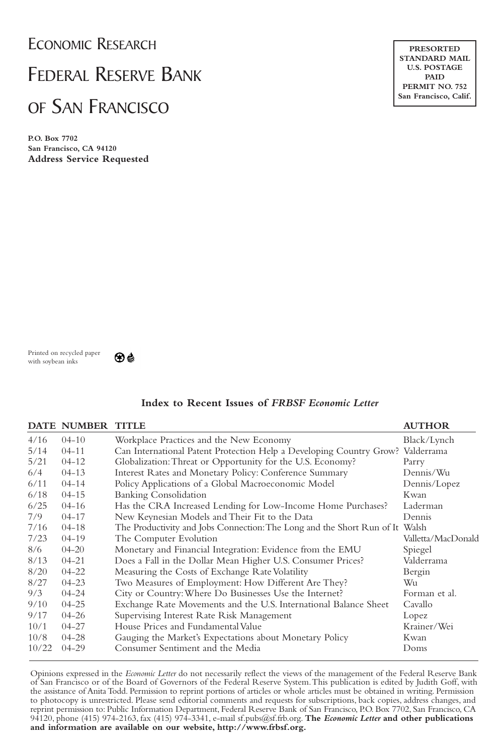# ECONOMIC RESEARCH

# FEDERAL RESERVE BANK OF SAN FRANCISCO

**P.O. Box 7702**
**San Francisco, CA 94120**
**Address Service Requested**

**PRESORTED STANDARD MAIL U.S. POSTAGE PAID PERMIT NO. 752 San Francisco, Calif.**

Printed on recycled paper with soybean inks

### Index to Recent Issues of *FRBSF Economic Letter*

| DATE | NUMBER | TITLE | AUTHOR |
|---|---|---|---|
| 4/16 | 04-10 | Workplace Practices and the New Economy | Black/Lynch |
| 5/14 | 04-11 | Can International Patent Protection Help a Developing Country Grow? | Valderrama |
| 5/21 | 04-12 | Globalization: Threat or Opportunity for the U.S. Economy? | Parry |
| 6/4 | 04-13 | Interest Rates and Monetary Policy: Conference Summary | Dennis/Wu |
| 6/11 | 04-14 | Policy Applications of a Global Macroeconomic Model | Dennis/Lopez |
| 6/18 | 04-15 | Banking Consolidation | Kwan |
| 6/25 | 04-16 | Has the CRA Increased Lending for Low-Income Home Purchases? | Laderman |
| 7/9 | 04-17 | New Keynesian Models and Their Fit to the Data | Dennis |
| 7/16 | 04-18 | The Productivity and Jobs Connection: The Long and the Short Run of It | Walsh |
| 7/23 | 04-19 | The Computer Evolution | Valletta/MacDonald |
| 8/6 | 04-20 | Monetary and Financial Integration: Evidence from the EMU | Spiegel |
| 8/13 | 04-21 | Does a Fall in the Dollar Mean Higher U.S. Consumer Prices? | Valderrama |
| 8/20 | 04-22 | Measuring the Costs of Exchange Rate Volatility | Bergin |
| 8/27 | 04-23 | Two Measures of Employment: How Different Are They? | Wu |
| 9/3 | 04-24 | City or Country: Where Do Businesses Use the Internet? | Forman et al. |
| 9/10 | 04-25 | Exchange Rate Movements and the U.S. International Balance Sheet | Cavallo |
| 9/17 | 04-26 | Supervising Interest Rate Risk Management | Lopez |
| 10/1 | 04-27 | House Prices and Fundamental Value | Krainer/Wei |
| 10/8 | 04-28 | Gauging the Market's Expectations about Monetary Policy | Kwan |
| 10/22 | 04-29 | Consumer Sentiment and the Media | Doms |

Opinions expressed in the *Economic Letter* do not necessarily reflect the views of the management of the Federal Reserve Bank of San Francisco or of the Board of Governors of the Federal Reserve System. This publication is edited by Judith Goff, with the assistance of Anita Todd. Permission to reprint portions of articles or whole articles must be obtained in writing. Permission to photocopy is unrestricted. Please send editorial comments and requests for subscriptions, back copies, address changes, and reprint permission to: Public Information Department, Federal Reserve Bank of San Francisco, P.O. Box 7702, San Francisco, CA 94120, phone (415) 974-2163, fax (415) 974-3341, e-mail sf.pubs@sf.frb.org. **The *Economic Letter* and other publications and information are available on our website, http://www.frbsf.org.**